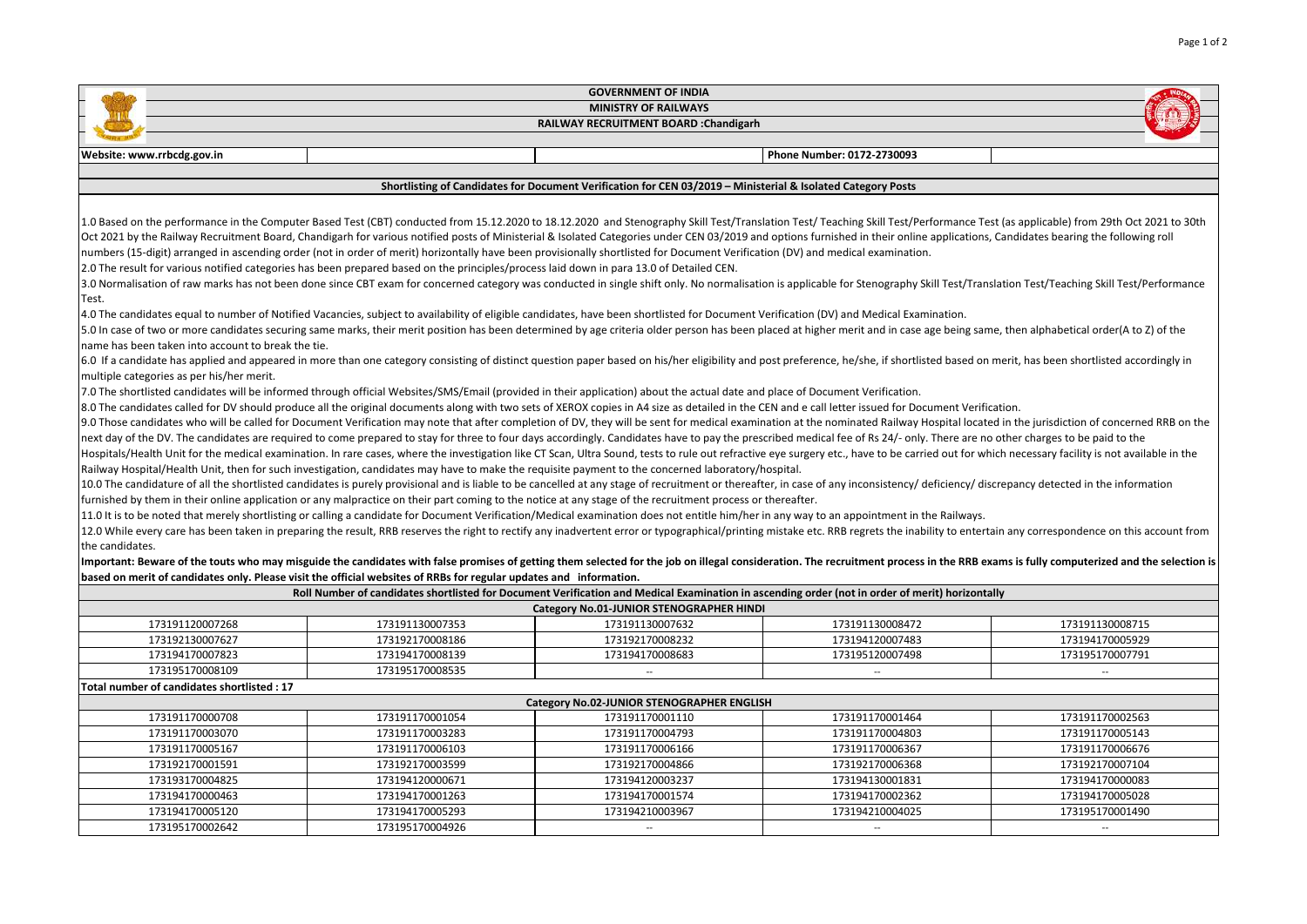# GOVERNMENT OF INDIA

## MINISTRY OF RAILWAYS

## RAILWAY RECRUITMENT BOARD :Chandigarh

**Website: www.rrbcdg.gov.in** | **Phone Number: 0172-2730093**

### Shortlisting of Candidates for Document Verification for CEN 03/2019 – Ministerial & Isolated Category Posts

1.0 Based on the performance in the Computer Based Test (CBT) conducted from 15.12.2020 to 18.12.2020 and Stenography Skill Test/Translation Test/ Teaching Skill Test/Performance Test (as applicable) from 29th Oct 2021 to 30th Oct 2021 by the Railway Recruitment Board, Chandigarh for various notified posts of Ministerial & Isolated Categories under CEN 03/2019 and options furnished in their online applications, Candidates bearing the following roll numbers (15-digit) arranged in ascending order (not in order of merit) horizontally have been provisionally shortlisted for Document Verification (DV) and medical examination.

2.0 The result for various notified categories has been prepared based on the principles/process laid down in para 13.0 of Detailed CEN.

3.0 Normalisation of raw marks has not been done since CBT exam for concerned category was conducted in single shift only. No normalisation is applicable for Stenography Skill Test/Translation Test/Teaching Skill Test/Performance Test.

4.0 The candidates equal to number of Notified Vacancies, subject to availability of eligible candidates, have been shortlisted for Document Verification (DV) and Medical Examination.

5.0 In case of two or more candidates securing same marks, their merit position has been determined by age criteria older person has been placed at higher merit and in case age being same, then alphabetical order(A to Z) of the name has been taken into account to break the tie.

6.0 If a candidate has applied and appeared in more than one category consisting of distinct question paper based on his/her eligibility and post preference, he/she, if shortlisted based on merit, has been shortlisted accordingly in multiple categories as per his/her merit.

7.0 The shortlisted candidates will be informed through official Websites/SMS/Email (provided in their application) about the actual date and place of Document Verification.

8.0 The candidates called for DV should produce all the original documents along with two sets of XEROX copies in A4 size as detailed in the CEN and e call letter issued for Document Verification.

9.0 Those candidates who will be called for Document Verification may note that after completion of DV, they will be sent for medical examination at the nominated Railway Hospital located in the jurisdiction of concerned RRB on the next day of the DV. The candidates are required to come prepared to stay for three to four days accordingly. Candidates have to pay the prescribed medical fee of Rs 24/- only. There are no other charges to be paid to the Hospitals/Health Unit for the medical examination. In rare cases, where the investigation like CT Scan, Ultra Sound, tests to rule out refractive eye surgery etc., have to be carried out for which necessary facility is not available in the Railway Hospital/Health Unit, then for such investigation, candidates may have to make the requisite payment to the concerned laboratory/hospital.

10.0 The candidature of all the shortlisted candidates is purely provisional and is liable to be cancelled at any stage of recruitment or thereafter, in case of any inconsistency/ deficiency/ discrepancy detected in the information furnished by them in their online application or any malpractice on their part coming to the notice at any stage of the recruitment process or thereafter.

11.0 It is to be noted that merely shortlisting or calling a candidate for Document Verification/Medical examination does not entitle him/her in any way to an appointment in the Railways.

12.0 While every care has been taken in preparing the result, RRB reserves the right to rectify any inadvertent error or typographical/printing mistake etc. RRB regrets the inability to entertain any correspondence on this account from the candidates.

**Important: Beware of the touts who may misguide the candidates with false promises of getting them selected for the job on illegal consideration. The recruitment process in the RRB exams is fully computerized and the selection is based on merit of candidates only. Please visit the official websites of RRBs for regular updates and information.**

**Roll Number of candidates shortlisted for Document Verification and Medical Examination in ascending order (not in order of merit) horizontally**

**Category No.01-JUNIOR STENOGRAPHER HINDI**

| | | | | |
|---|---|---|---|---|
| 173191120007268 | 173191130007353 | 173191130007632 | 173191130008472 | 173191130008715 |
| 173192130007627 | 173192170008186 | 173192170008232 | 173194120007483 | 173194170005929 |
| 173194170007823 | 173194170008139 | 173194170008683 | 173195120007498 | 173195170007791 |
| 173195170008109 | 173195170008535 | -- | -- | -- |

**Total number of candidates shortlisted : 17**

**Category No.02-JUNIOR STENOGRAPHER ENGLISH**

| | | | | |
|---|---|---|---|---|
| 173191170000708 | 173191170001054 | 173191170001110 | 173191170001464 | 173191170002563 |
| 173191170003070 | 173191170003283 | 173191170004793 | 173191170004803 | 173191170005143 |
| 173191170005167 | 173191170006103 | 173191170006166 | 173191170006367 | 173191170006676 |
| 173192170001591 | 173192170003599 | 173192170004866 | 173192170006368 | 173192170007104 |
| 173193170004825 | 173194120000671 | 173194120003237 | 173194130001831 | 173194170000083 |
| 173194170000463 | 173194170001263 | 173194170001574 | 173194170002362 | 173194170005028 |
| 173194170005120 | 173194170005293 | 173194210003967 | 173194210004025 | 173195170001490 |
| 173195170002642 | 173195170004926 | -- | -- | -- |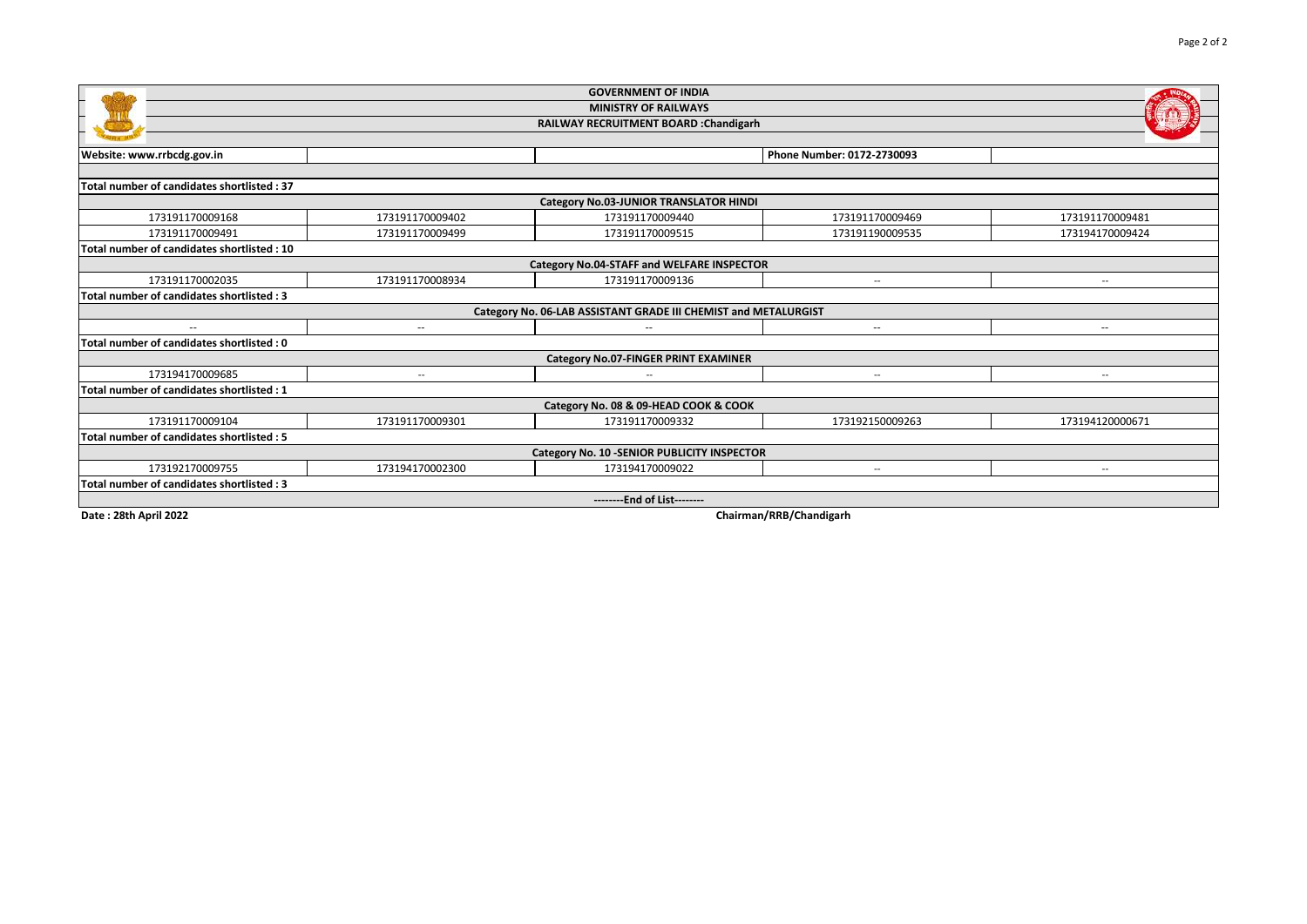# GOVERNMENT OF INDIA

## MINISTRY OF RAILWAYS

### RAILWAY RECRUITMENT BOARD :Chandigarh

| | | | | |
|---|---|---|---|---|
| Website: www.rrbcdg.gov.in | | | Phone Number: 0172-2730093 | |
| **Total number of candidates shortlisted : 37** | | | | |
| **Category No.03-JUNIOR TRANSLATOR HINDI** | | | | |
| 173191170009168 | 173191170009402 | 173191170009440 | 173191170009469 | 173191170009481 |
| 173191170009491 | 173191170009499 | 173191170009515 | 173191190009535 | 173194170009424 |
| **Total number of candidates shortlisted : 10** | | | | |
| **Category No.04-STAFF and WELFARE INSPECTOR** | | | | |
| 173191170002035 | 173191170008934 | 173191170009136 | -- | -- |
| **Total number of candidates shortlisted : 3** | | | | |
| **Category No. 06-LAB ASSISTANT GRADE III CHEMIST and METALURGIST** | | | | |
| -- | -- | -- | -- | -- |
| **Total number of candidates shortlisted : 0** | | | | |
| **Category No.07-FINGER PRINT EXAMINER** | | | | |
| 173194170009685 | -- | -- | -- | -- |
| **Total number of candidates shortlisted : 1** | | | | |
| **Category No. 08 & 09-HEAD COOK & COOK** | | | | |
| 173191170009104 | 173191170009301 | 173191170009332 | 173192150009263 | 173194120000671 |
| **Total number of candidates shortlisted : 5** | | | | |
| **Category No. 10 -SENIOR PUBLICITY INSPECTOR** | | | | |
| 173192170009755 | 173194170002300 | 173194170009022 | -- | -- |
| **Total number of candidates shortlisted : 3** | | | | |
| --------End of List-------- | | | | |

**Date : 28th April 2022**

**Chairman/RRB/Chandigarh**